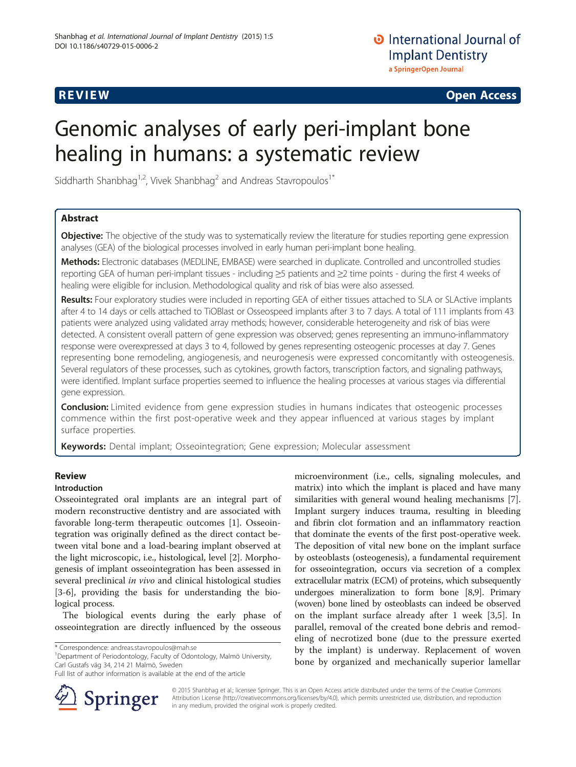REVIEW Open Access

# Genomic analyses of early peri-implant bone healing in humans: a systematic review

Siddharth Shanbhag[1,2], Vivek Shanbhag[2] and Andreas Stavropoulos[1*]

## Abstract

**Objective:** The objective of the study was to systematically review the literature for studies reporting gene expression analyses (GEA) of the biological processes involved in early human peri-implant bone healing.

**Methods:** Electronic databases (MEDLINE, EMBASE) were searched in duplicate. Controlled and uncontrolled studies reporting GEA of human peri-implant tissues - including ≥5 patients and ≥2 time points - during the first 4 weeks of healing were eligible for inclusion. Methodological quality and risk of bias were also assessed.

**Results:** Four exploratory studies were included in reporting GEA of either tissues attached to SLA or SLActive implants after 4 to 14 days or cells attached to TiOBlast or Osseospeed implants after 3 to 7 days. A total of 111 implants from 43 patients were analyzed using validated array methods; however, considerable heterogeneity and risk of bias were detected. A consistent overall pattern of gene expression was observed; genes representing an immuno-inflammatory response were overexpressed at days 3 to 4, followed by genes representing osteogenic processes at day 7. Genes representing bone remodeling, angiogenesis, and neurogenesis were expressed concomitantly with osteogenesis. Several regulators of these processes, such as cytokines, growth factors, transcription factors, and signaling pathways, were identified. Implant surface properties seemed to influence the healing processes at various stages via differential gene expression.

**Conclusion:** Limited evidence from gene expression studies in humans indicates that osteogenic processes commence within the first post-operative week and they appear influenced at various stages by implant surface properties.

**Keywords:** Dental implant; Osseointegration; Gene expression; Molecular assessment

## Review

### Introduction

Osseointegrated oral implants are an integral part of modern reconstructive dentistry and are associated with favorable long-term therapeutic outcomes [1]. Osseointegration was originally defined as the direct contact between vital bone and a load-bearing implant observed at the light microscopic, i.e., histological, level [2]. Morphogenesis of implant osseointegration has been assessed in several preclinical *in vivo* and clinical histological studies [3-6], providing the basis for understanding the biological process.

The biological events during the early phase of osseointegration are directly influenced by the osseous microenvironment (i.e., cells, signaling molecules, and matrix) into which the implant is placed and have many similarities with general wound healing mechanisms [7]. Implant surgery induces trauma, resulting in bleeding and fibrin clot formation and an inflammatory reaction that dominate the events of the first post-operative week. The deposition of vital new bone on the implant surface by osteoblasts (osteogenesis), a fundamental requirement for osseointegration, occurs via secretion of a complex extracellular matrix (ECM) of proteins, which subsequently undergoes mineralization to form bone [8,9]. Primary (woven) bone lined by osteoblasts can indeed be observed on the implant surface already after 1 week [3,5]. In parallel, removal of the created bone debris and remodeling of necrotized bone (due to the pressure exerted by the implant) is underway. Replacement of woven bone by organized and mechanically superior lamellar

\* Correspondence: andreas.stavropoulos@mah.se
[1]Department of Periodontology, Faculty of Odontology, Malmö University, Carl Gustafs väg 34, 214 21 Malmö, Sweden
Full list of author information is available at the end of the article

© 2015 Shanbhag et al.; licensee Springer. This is an Open Access article distributed under the terms of the Creative Commons Attribution License (http://creativecommons.org/licenses/by/4.0), which permits unrestricted use, distribution, and reproduction in any medium, provided the original work is properly credited.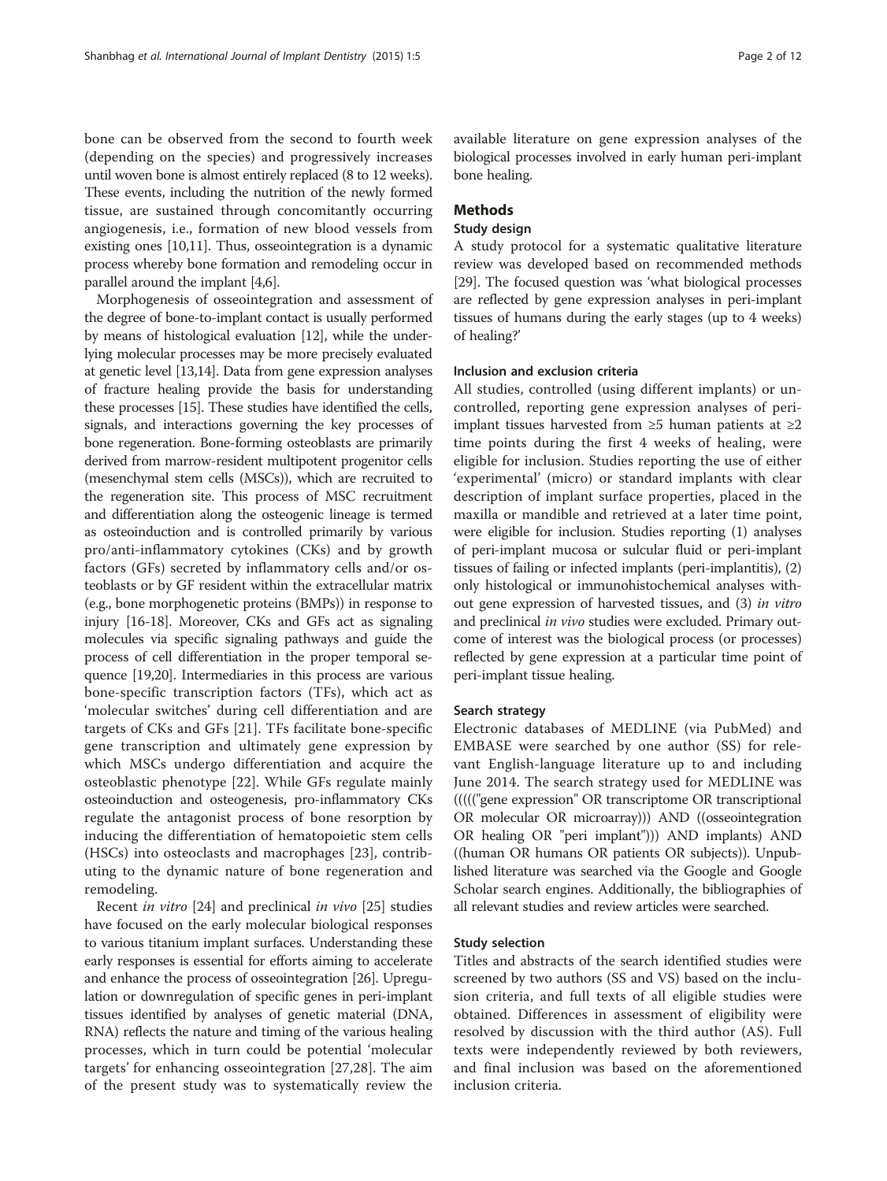bone can be observed from the second to fourth week (depending on the species) and progressively increases until woven bone is almost entirely replaced (8 to 12 weeks). These events, including the nutrition of the newly formed tissue, are sustained through concomitantly occurring angiogenesis, i.e., formation of new blood vessels from existing ones [10,11]. Thus, osseointegration is a dynamic process whereby bone formation and remodeling occur in parallel around the implant [4,6].

Morphogenesis of osseointegration and assessment of the degree of bone-to-implant contact is usually performed by means of histological evaluation [12], while the underlying molecular processes may be more precisely evaluated at genetic level [13,14]. Data from gene expression analyses of fracture healing provide the basis for understanding these processes [15]. These studies have identified the cells, signals, and interactions governing the key processes of bone regeneration. Bone-forming osteoblasts are primarily derived from marrow-resident multipotent progenitor cells (mesenchymal stem cells (MSCs)), which are recruited to the regeneration site. This process of MSC recruitment and differentiation along the osteogenic lineage is termed as osteoinduction and is controlled primarily by various pro/anti-inflammatory cytokines (CKs) and by growth factors (GFs) secreted by inflammatory cells and/or osteoblasts or by GF resident within the extracellular matrix (e.g., bone morphogenetic proteins (BMPs)) in response to injury [16-18]. Moreover, CKs and GFs act as signaling molecules via specific signaling pathways and guide the process of cell differentiation in the proper temporal sequence [19,20]. Intermediaries in this process are various bone-specific transcription factors (TFs), which act as 'molecular switches' during cell differentiation and are targets of CKs and GFs [21]. TFs facilitate bone-specific gene transcription and ultimately gene expression by which MSCs undergo differentiation and acquire the osteoblastic phenotype [22]. While GFs regulate mainly osteoinduction and osteogenesis, pro-inflammatory CKs regulate the antagonist process of bone resorption by inducing the differentiation of hematopoietic stem cells (HSCs) into osteoclasts and macrophages [23], contributing to the dynamic nature of bone regeneration and remodeling.

Recent *in vitro* [24] and preclinical *in vivo* [25] studies have focused on the early molecular biological responses to various titanium implant surfaces. Understanding these early responses is essential for efforts aiming to accelerate and enhance the process of osseointegration [26]. Upregulation or downregulation of specific genes in peri-implant tissues identified by analyses of genetic material (DNA, RNA) reflects the nature and timing of the various healing processes, which in turn could be potential 'molecular targets' for enhancing osseointegration [27,28]. The aim of the present study was to systematically review the available literature on gene expression analyses of the biological processes involved in early human peri-implant bone healing.

## Methods

### Study design

A study protocol for a systematic qualitative literature review was developed based on recommended methods [29]. The focused question was 'what biological processes are reflected by gene expression analyses in peri-implant tissues of humans during the early stages (up to 4 weeks) of healing?'

### Inclusion and exclusion criteria

All studies, controlled (using different implants) or uncontrolled, reporting gene expression analyses of peri-implant tissues harvested from ≥5 human patients at ≥2 time points during the first 4 weeks of healing, were eligible for inclusion. Studies reporting the use of either 'experimental' (micro) or standard implants with clear description of implant surface properties, placed in the maxilla or mandible and retrieved at a later time point, were eligible for inclusion. Studies reporting (1) analyses of peri-implant mucosa or sulcular fluid or peri-implant tissues of failing or infected implants (peri-implantitis), (2) only histological or immunohistochemical analyses without gene expression of harvested tissues, and (3) *in vitro* and preclinical *in vivo* studies were excluded. Primary outcome of interest was the biological process (or processes) reflected by gene expression at a particular time point of peri-implant tissue healing.

### Search strategy

Electronic databases of MEDLINE (via PubMed) and EMBASE were searched by one author (SS) for relevant English-language literature up to and including June 2014. The search strategy used for MEDLINE was ((((("gene expression" OR transcriptome OR transcriptional OR molecular OR microarray))) AND ((osseointegration OR healing OR "peri implant"))) AND implants) AND ((human OR humans OR patients OR subjects)). Unpublished literature was searched via the Google and Google Scholar search engines. Additionally, the bibliographies of all relevant studies and review articles were searched.

### Study selection

Titles and abstracts of the search identified studies were screened by two authors (SS and VS) based on the inclusion criteria, and full texts of all eligible studies were obtained. Differences in assessment of eligibility were resolved by discussion with the third author (AS). Full texts were independently reviewed by both reviewers, and final inclusion was based on the aforementioned inclusion criteria.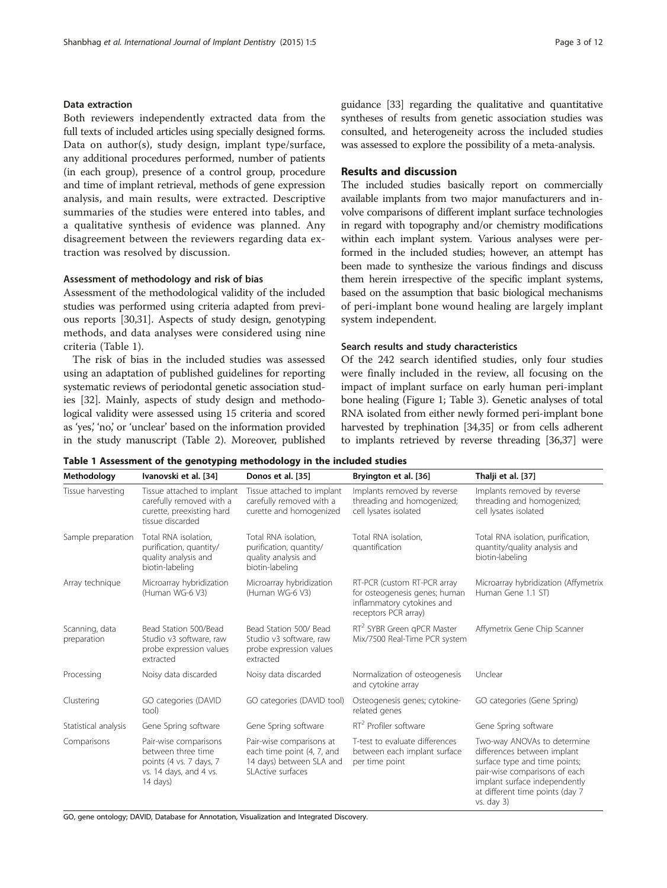### Data extraction

Both reviewers independently extracted data from the full texts of included articles using specially designed forms. Data on author(s), study design, implant type/surface, any additional procedures performed, number of patients (in each group), presence of a control group, procedure and time of implant retrieval, methods of gene expression analysis, and main results, were extracted. Descriptive summaries of the studies were entered into tables, and a qualitative synthesis of evidence was planned. Any disagreement between the reviewers regarding data extraction was resolved by discussion.

### Assessment of methodology and risk of bias

Assessment of the methodological validity of the included studies was performed using criteria adapted from previous reports [30,31]. Aspects of study design, genotyping methods, and data analyses were considered using nine criteria (Table 1).

The risk of bias in the included studies was assessed using an adaptation of published guidelines for reporting systematic reviews of periodontal genetic association studies [32]. Mainly, aspects of study design and methodological validity were assessed using 15 criteria and scored as 'yes,' 'no,' or 'unclear' based on the information provided in the study manuscript (Table 2). Moreover, published guidance [33] regarding the qualitative and quantitative syntheses of results from genetic association studies was consulted, and heterogeneity across the included studies was assessed to explore the possibility of a meta-analysis.

## Results and discussion

The included studies basically report on commercially available implants from two major manufacturers and involve comparisons of different implant surface technologies in regard with topography and/or chemistry modifications within each implant system. Various analyses were performed in the included studies; however, an attempt has been made to synthesize the various findings and discuss them herein irrespective of the specific implant systems, based on the assumption that basic biological mechanisms of peri-implant bone wound healing are largely implant system independent.

### Search results and study characteristics

Of the 242 search identified studies, only four studies were finally included in the review, all focusing on the impact of implant surface on early human peri-implant bone healing (Figure 1; Table 3). Genetic analyses of total RNA isolated from either newly formed peri-implant bone harvested by trephination [34,35] or from cells adherent to implants retrieved by reverse threading [36,37] were

**Table 1 Assessment of the genotyping methodology in the included studies**

| Methodology | Ivanovski et al. [34] | Donos et al. [35] | Bryington et al. [36] | Thalji et al. [37] |
|---|---|---|---|---|
| Tissue harvesting | Tissue attached to implant carefully removed with a curette, preexisting hard tissue discarded | Tissue attached to implant carefully removed with a curette and homogenized | Implants removed by reverse threading and homogenized; cell lysates isolated | Implants removed by reverse threading and homogenized; cell lysates isolated |
| Sample preparation | Total RNA isolation, purification, quantity/quality analysis and biotin-labeling | Total RNA isolation, purification, quantity/quality analysis and biotin-labeling | Total RNA isolation, quantification | Total RNA isolation, purification, quantity/quality analysis and biotin-labeling |
| Array technique | Microarray hybridization (Human WG-6 V3) | Microarray hybridization (Human WG-6 V3) | RT-PCR (custom RT-PCR array for osteogenesis genes; human inflammatory cytokines and receptors PCR array) | Microarray hybridization (Affymetrix Human Gene 1.1 ST) |
| Scanning, data preparation | Bead Station 500/Bead Studio v3 software, raw probe expression values extracted | Bead Station 500/ Bead Studio v3 software, raw probe expression values extracted | $RT^2$ SYBR Green qPCR Master Mix/7500 Real-Time PCR system | Affymetrix Gene Chip Scanner |
| Processing | Noisy data discarded | Noisy data discarded | Normalization of osteogenesis and cytokine array | Unclear |
| Clustering | GO categories (DAVID tool) | GO categories (DAVID tool) | Osteogenesis genes; cytokine-related genes | GO categories (Gene Spring) |
| Statistical analysis | Gene Spring software | Gene Spring software | $RT^2$ Profiler software | Gene Spring software |
| Comparisons | Pair-wise comparisons between three time points (4 vs. 7 days, 7 vs. 14 days, and 4 vs. 14 days) | Pair-wise comparisons at each time point (4, 7, and 14 days) between SLA and SLActive surfaces | T-test to evaluate differences between each implant surface per time point | Two-way ANOVAs to determine differences between implant surface type and time points; pair-wise comparisons of each implant surface independently at different time points (day 7 vs. day 3) |

GO, gene ontology; DAVID, Database for Annotation, Visualization and Integrated Discovery.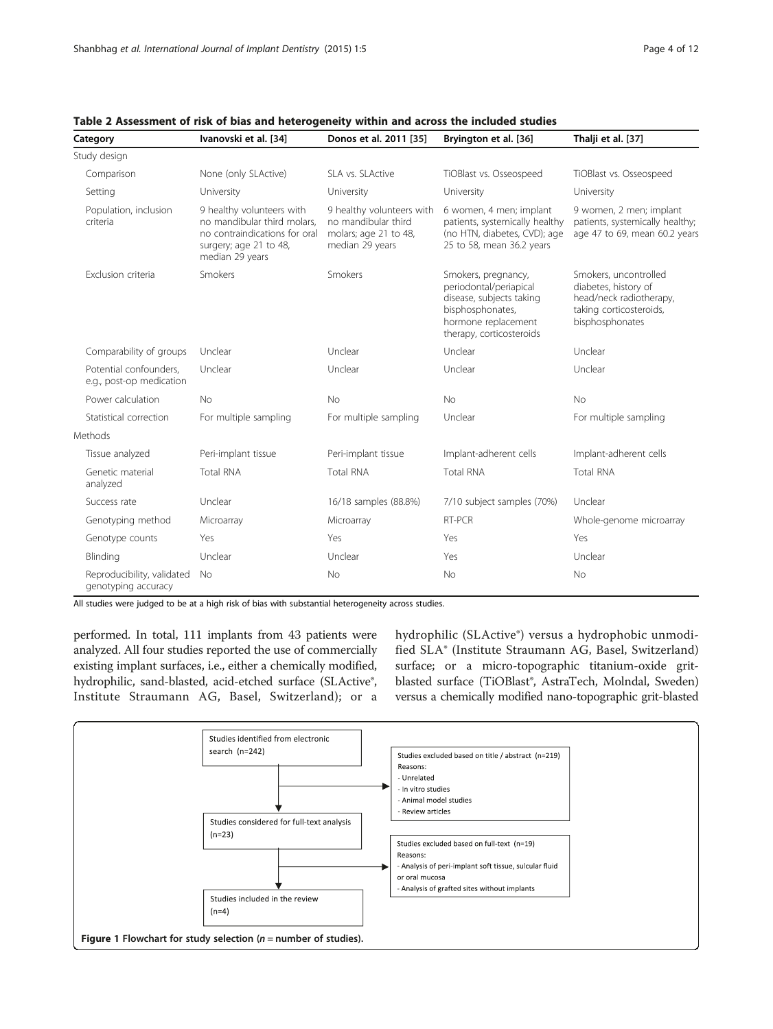**Table 2 Assessment of risk of bias and heterogeneity within and across the included studies**

| Category | Ivanovski et al. [34] | Donos et al. 2011 [35] | Bryington et al. [36] | Thalji et al. [37] |
|---|---|---|---|---|
| Study design | | | | |
| Comparison | None (only SLActive) | SLA vs. SLActive | TiOBlast vs. Osseospeed | TiOBlast vs. Osseospeed |
| Setting | University | University | University | University |
| Population, inclusion criteria | 9 healthy volunteers with no mandibular third molars, no contraindications for oral surgery; age 21 to 48, median 29 years | 9 healthy volunteers with no mandibular third molars; age 21 to 48, median 29 years | 6 women, 4 men; implant patients, systemically healthy (no HTN, diabetes, CVD); age 25 to 58, mean 36.2 years | 9 women, 2 men; implant patients, systemically healthy; age 47 to 69, mean 60.2 years |
| Exclusion criteria | Smokers | Smokers | Smokers, pregnancy, periodontal/periapical disease, subjects taking bisphosphonates, hormone replacement therapy, corticosteroids | Smokers, uncontrolled diabetes, history of head/neck radiotherapy, taking corticosteroids, bisphosphonates |
| Comparability of groups | Unclear | Unclear | Unclear | Unclear |
| Potential confounders, e.g., post-op medication | Unclear | Unclear | Unclear | Unclear |
| Power calculation | No | No | No | No |
| Statistical correction | For multiple sampling | For multiple sampling | Unclear | For multiple sampling |
| Methods | | | | |
| Tissue analyzed | Peri-implant tissue | Peri-implant tissue | Implant-adherent cells | Implant-adherent cells |
| Genetic material analyzed | Total RNA | Total RNA | Total RNA | Total RNA |
| Success rate | Unclear | 16/18 samples (88.8%) | 7/10 subject samples (70%) | Unclear |
| Genotyping method | Microarray | Microarray | RT-PCR | Whole-genome microarray |
| Genotype counts | Yes | Yes | Yes | Yes |
| Blinding | Unclear | Unclear | Yes | Unclear |
| Reproducibility, validated genotyping accuracy | No | No | No | No |

All studies were judged to be at a high risk of bias with substantial heterogeneity across studies.

performed. In total, 111 implants from 43 patients were analyzed. All four studies reported the use of commercially existing implant surfaces, i.e., either a chemically modified, hydrophilic, sand-blasted, acid-etched surface (SLActive®, Institute Straumann AG, Basel, Switzerland); or a hydrophilic (SLActive®) versus a hydrophobic unmodified SLA® (Institute Straumann AG, Basel, Switzerland) surface; or a micro-topographic titanium-oxide grit-blasted surface (TiOBlast®, AstraTech, Molndal, Sweden) versus a chemically modified nano-topographic grit-blasted

Studies identified from electronic search (n=242)

Studies excluded based on title / abstract (n=219)
Reasons:
- Unrelated
- In vitro studies
- Animal model studies
- Review articles

Studies considered for full-text analysis (n=23)

Studies excluded based on full-text (n=19)
Reasons:
- Analysis of peri-implant soft tissue, sulcular fluid or oral mucosa
- Analysis of grafted sites without implants

Studies included in the review (n=4)

**Figure 1** Flowchart for study selection (*n* = number of studies).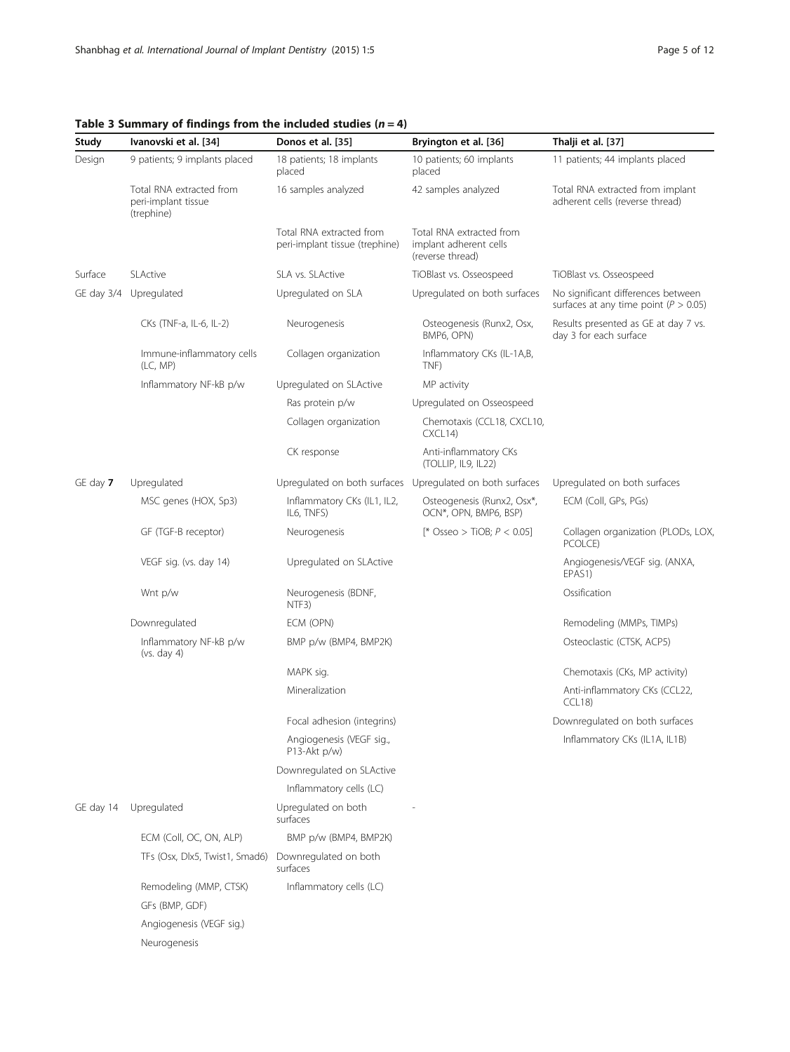**Table 3 Summary of findings from the included studies ($n = 4$)**

| Study | Ivanovski et al. [34] | Donos et al. [35] | Bryington et al. [36] | Thalji et al. [37] |
|---|---|---|---|---|
| Design | 9 patients; 9 implants placed | 18 patients; 18 implants placed | 10 patients; 60 implants placed | 11 patients; 44 implants placed |
| | Total RNA extracted from peri-implant tissue (trephine) | 16 samples analyzed | 42 samples analyzed | Total RNA extracted from implant adherent cells (reverse thread) |
| | | Total RNA extracted from peri-implant tissue (trephine) | Total RNA extracted from implant adherent cells (reverse thread) | |
| Surface | SLActive | SLA vs. SLActive | TiOBlast vs. Osseospeed | TiOBlast vs. Osseospeed |
| GE day 3/4 | Upregulated | Upregulated on SLA | Upregulated on both surfaces | No significant differences between surfaces at any time point ($P > 0.05$) |
| | CKs (TNF-a, IL-6, IL-2) | Neurogenesis | Osteogenesis (Runx2, Osx, BMP6, OPN) | Results presented as GE at day 7 vs. day 3 for each surface |
| | Immune-inflammatory cells (LC, MP) | Collagen organization | Inflammatory CKs (IL-1A,B, TNF) | |
| | Inflammatory NF-kB p/w | Upregulated on SLActive | MP activity | |
| | | Ras protein p/w | Upregulated on Osseospeed | |
| | | Collagen organization | Chemotaxis (CCL18, CXCL10, CXCL14) | |
| | | CK response | Anti-inflammatory CKs (TOLLIP, IL9, IL22) | |
| GE day **7** | Upregulated | Upregulated on both surfaces | Upregulated on both surfaces | Upregulated on both surfaces |
| | MSC genes (HOX, Sp3) | Inflammatory CKs (IL1, IL2, IL6, TNFS) | Osteogenesis (Runx2, Osx*, OCN*, OPN, BMP6, BSP) | ECM (Coll, GPs, PGs) |
| | GF (TGF-B receptor) | Neurogenesis | [* Osseo > TiOB; $P < 0.05$] | Collagen organization (PLODs, LOX, PCOLCE) |
| | VEGF sig. (vs. day 14) | Upregulated on SLActive | | Angiogenesis/VEGF sig. (ANXA, EPAS1) |
| | Wnt p/w | Neurogenesis (BDNF, NTF3) | | Ossification |
| | Downregulated | ECM (OPN) | | Remodeling (MMPs, TIMPs) |
| | Inflammatory NF-kB p/w (vs. day 4) | BMP p/w (BMP4, BMP2K) | | Osteoclastic (CTSK, ACP5) |
| | | MAPK sig. | | Chemotaxis (CKs, MP activity) |
| | | Mineralization | | Anti-inflammatory CKs (CCL22, CCL18) |
| | | Focal adhesion (integrins) | | Downregulated on both surfaces |
| | | Angiogenesis (VEGF sig., P13-Akt p/w) | | Inflammatory CKs (IL1A, IL1B) |
| | | Downregulated on SLActive | | |
| | | Inflammatory cells (LC) | | |
| GE day 14 | Upregulated | Upregulated on both surfaces | - | |
| | ECM (Coll, OC, ON, ALP) | BMP p/w (BMP4, BMP2K) | | |
| | TFs (Osx, Dlx5, Twist1, Smad6) | Downregulated on both surfaces | | |
| | Remodeling (MMP, CTSK) | Inflammatory cells (LC) | | |
| | GFs (BMP, GDF) | | | |
| | Angiogenesis (VEGF sig.) | | | |
| | Neurogenesis | | | |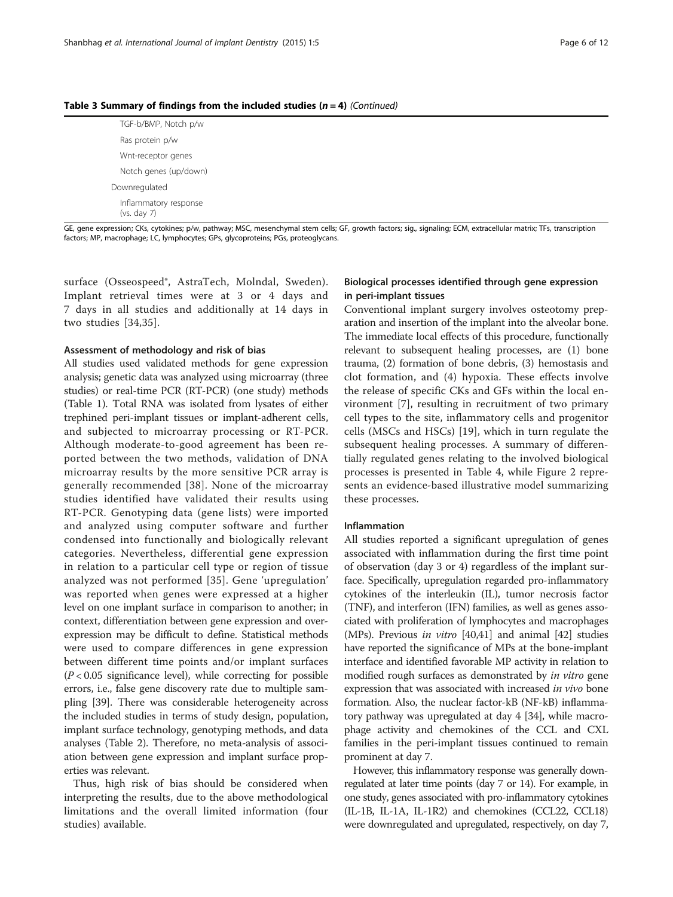**Table 3 Summary of findings from the included studies (*n* = 4)** *(Continued)*

| |
|---|
| TGF-b/BMP, Notch p/w |
| Ras protein p/w |
| Wnt-receptor genes |
| Notch genes (up/down) |
| Downregulated |
| Inflammatory response (vs. day 7) |

GE, gene expression; CKs, cytokines; p/w, pathway; MSC, mesenchymal stem cells; GF, growth factors; sig., signaling; ECM, extracellular matrix; TFs, transcription factors; MP, macrophage; LC, lymphocytes; GPs, glycoproteins; PGs, proteoglycans.

surface (Osseospeed®, AstraTech, Molndal, Sweden). Implant retrieval times were at 3 or 4 days and 7 days in all studies and additionally at 14 days in two studies [34,35].

#### Assessment of methodology and risk of bias

All studies used validated methods for gene expression analysis; genetic data was analyzed using microarray (three studies) or real-time PCR (RT-PCR) (one study) methods (Table 1). Total RNA was isolated from lysates of either trephined peri-implant tissues or implant-adherent cells, and subjected to microarray processing or RT-PCR. Although moderate-to-good agreement has been reported between the two methods, validation of DNA microarray results by the more sensitive PCR array is generally recommended [38]. None of the microarray studies identified have validated their results using RT-PCR. Genotyping data (gene lists) were imported and analyzed using computer software and further condensed into functionally and biologically relevant categories. Nevertheless, differential gene expression in relation to a particular cell type or region of tissue analyzed was not performed [35]. Gene 'upregulation' was reported when genes were expressed at a higher level on one implant surface in comparison to another; in context, differentiation between gene expression and overexpression may be difficult to define. Statistical methods were used to compare differences in gene expression between different time points and/or implant surfaces ($P < 0.05$ significance level), while correcting for possible errors, i.e., false gene discovery rate due to multiple sampling [39]. There was considerable heterogeneity across the included studies in terms of study design, population, implant surface technology, genotyping methods, and data analyses (Table 2). Therefore, no meta-analysis of association between gene expression and implant surface properties was relevant.

Thus, high risk of bias should be considered when interpreting the results, due to the above methodological limitations and the overall limited information (four studies) available.

#### Biological processes identified through gene expression in peri-implant tissues

Conventional implant surgery involves osteotomy preparation and insertion of the implant into the alveolar bone. The immediate local effects of this procedure, functionally relevant to subsequent healing processes, are (1) bone trauma, (2) formation of bone debris, (3) hemostasis and clot formation, and (4) hypoxia. These effects involve the release of specific CKs and GFs within the local environment [7], resulting in recruitment of two primary cell types to the site, inflammatory cells and progenitor cells (MSCs and HSCs) [19], which in turn regulate the subsequent healing processes. A summary of differentially regulated genes relating to the involved biological processes is presented in Table 4, while Figure 2 represents an evidence-based illustrative model summarizing these processes.

#### Inflammation

All studies reported a significant upregulation of genes associated with inflammation during the first time point of observation (day 3 or 4) regardless of the implant surface. Specifically, upregulation regarded pro-inflammatory cytokines of the interleukin (IL), tumor necrosis factor (TNF), and interferon (IFN) families, as well as genes associated with proliferation of lymphocytes and macrophages (MPs). Previous *in vitro* [40,41] and animal [42] studies have reported the significance of MPs at the bone-implant interface and identified favorable MP activity in relation to modified rough surfaces as demonstrated by *in vitro* gene expression that was associated with increased *in vivo* bone formation. Also, the nuclear factor-kB (NF-kB) inflammatory pathway was upregulated at day 4 [34], while macrophage activity and chemokines of the CCL and CXL families in the peri-implant tissues continued to remain prominent at day 7.

However, this inflammatory response was generally downregulated at later time points (day 7 or 14). For example, in one study, genes associated with pro-inflammatory cytokines (IL-1B, IL-1A, IL-1R2) and chemokines (CCL22, CCL18) were downregulated and upregulated, respectively, on day 7,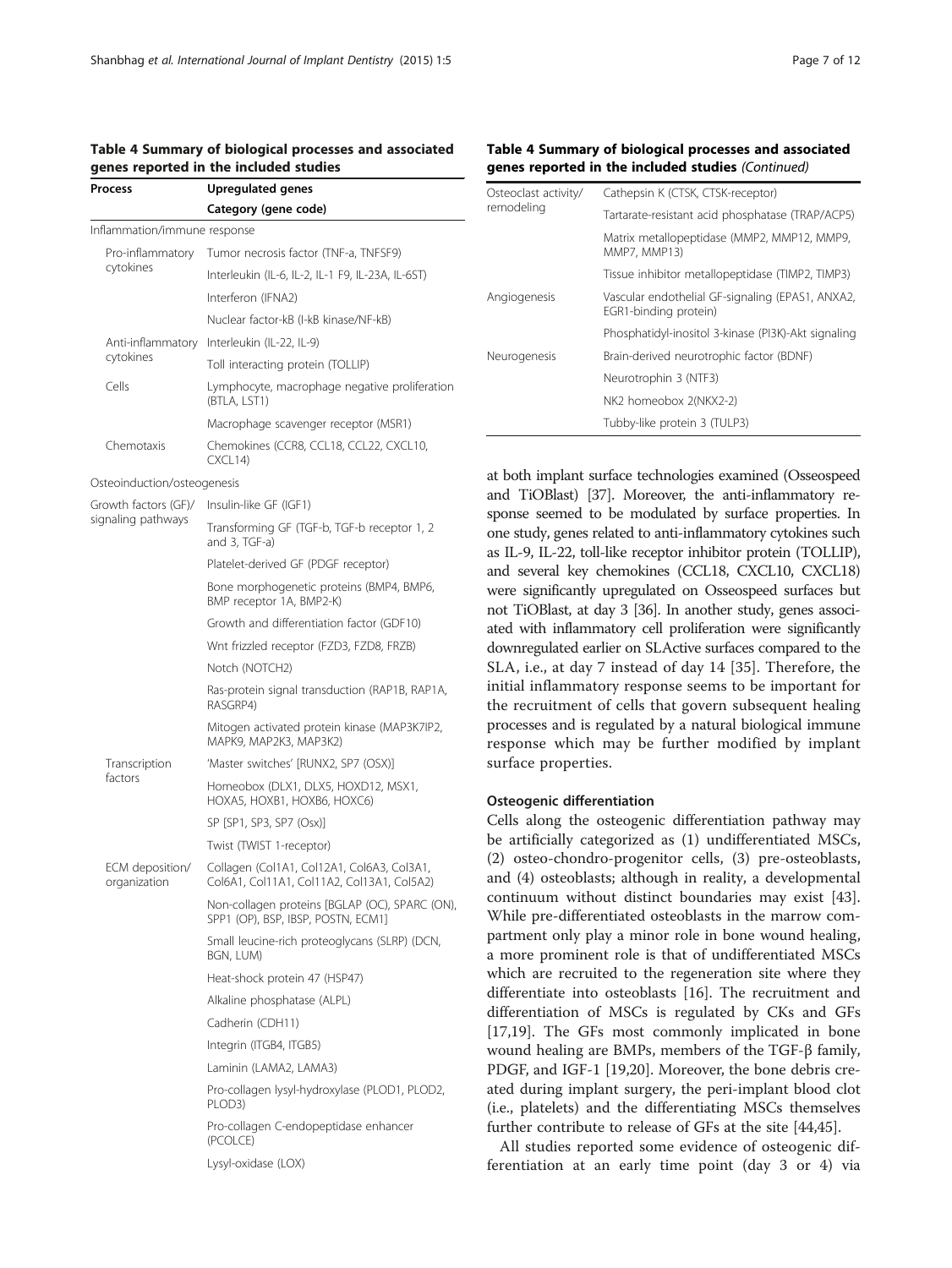**Table 4 Summary of biological processes and associated genes reported in the included studies**

| Process | Upregulated genes |
| --- | --- |
| | Category (gene code) |
| Inflammation/immune response | |
| Pro-inflammatory cytokines | Tumor necrosis factor (TNF-a, TNFSF9) |
| | Interleukin (IL-6, IL-2, IL-1 F9, IL-23A, IL-6ST) |
| | Interferon (IFNA2) |
| | Nuclear factor-kB (I-kB kinase/NF-kB) |
| Anti-inflammatory cytokines | Interleukin (IL-22, IL-9) |
| | Toll interacting protein (TOLLIP) |
| Cells | Lymphocyte, macrophage negative proliferation (BTLA, LST1) |
| | Macrophage scavenger receptor (MSR1) |
| Chemotaxis | Chemokines (CCR8, CCL18, CCL22, CXCL10, CXCL14) |
| Osteoinduction/osteogenesis | |
| Growth factors (GF)/ signaling pathways | Insulin-like GF (IGF1) |
| | Transforming GF (TGF-b, TGF-b receptor 1, 2 and 3, TGF-a) |
| | Platelet-derived GF (PDGF receptor) |
| | Bone morphogenetic proteins (BMP4, BMP6, BMP receptor 1A, BMP2-K) |
| | Growth and differentiation factor (GDF10) |
| | Wnt frizzled receptor (FZD3, FZD8, FRZB) |
| | Notch (NOTCH2) |
| | Ras-protein signal transduction (RAP1B, RAP1A, RASGRP4) |
| | Mitogen activated protein kinase (MAP3K7IP2, MAPK9, MAP2K3, MAP3K2) |
| Transcription factors | 'Master switches' [RUNX2, SP7 (OSX)] |
| | Homeobox (DLX1, DLX5, HOXD12, MSX1, HOXA5, HOXB1, HOXB6, HOXC6) |
| | SP [SP1, SP3, SP7 (Osx)] |
| | Twist (TWIST 1-receptor) |
| ECM deposition/ organization | Collagen (Col1A1, Col12A1, Col6A3, Col3A1, Col6A1, Col11A1, Col11A2, Col13A1, Col5A2) |
| | Non-collagen proteins [BGLAP (OC), SPARC (ON), SPP1 (OP), BSP, IBSP, POSTN, ECM1] |
| | Small leucine-rich proteoglycans (SLRP) (DCN, BGN, LUM) |
| | Heat-shock protein 47 (HSP47) |
| | Alkaline phosphatase (ALPL) |
| | Cadherin (CDH11) |
| | Integrin (ITGB4, ITGB5) |
| | Laminin (LAMA2, LAMA3) |
| | Pro-collagen lysyl-hydroxylase (PLOD1, PLOD2, PLOD3) |
| | Pro-collagen C-endopeptidase enhancer (PCOLCE) |
| | Lysyl-oxidase (LOX) |
| Osteoclast activity/ remodeling | Cathepsin K (CTSK, CTSK-receptor) |
| | Tartarate-resistant acid phosphatase (TRAP/ACP5) |
| | Matrix metallopeptidase (MMP2, MMP12, MMP9, MMP7, MMP13) |
| | Tissue inhibitor metallopeptidase (TIMP2, TIMP3) |
| Angiogenesis | Vascular endothelial GF-signaling (EPAS1, ANXA2, EGR1-binding protein) |
| | Phosphatidyl-inositol 3-kinase (PI3K)-Akt signaling |
| Neurogenesis | Brain-derived neurotrophic factor (BDNF) |
| | Neurotrophin 3 (NTF3) |
| | NK2 homeobox 2(NKX2-2) |
| | Tubby-like protein 3 (TULP3) |

at both implant surface technologies examined (Osseospeed and TiOBlast) [37]. Moreover, the anti-inflammatory response seemed to be modulated by surface properties. In one study, genes related to anti-inflammatory cytokines such as IL-9, IL-22, toll-like receptor inhibitor protein (TOLLIP), and several key chemokines (CCL18, CXCL10, CXCL18) were significantly upregulated on Osseospeed surfaces but not TiOBlast, at day 3 [36]. In another study, genes associated with inflammatory cell proliferation were significantly downregulated earlier on SLActive surfaces compared to the SLA, i.e., at day 7 instead of day 14 [35]. Therefore, the initial inflammatory response seems to be important for the recruitment of cells that govern subsequent healing processes and is regulated by a natural biological immune response which may be further modified by implant surface properties.

#### Osteogenic differentiation

Cells along the osteogenic differentiation pathway may be artificially categorized as (1) undifferentiated MSCs, (2) osteo-chondro-progenitor cells, (3) pre-osteoblasts, and (4) osteoblasts; although in reality, a developmental continuum without distinct boundaries may exist [43]. While pre-differentiated osteoblasts in the marrow compartment only play a minor role in bone wound healing, a more prominent role is that of undifferentiated MSCs which are recruited to the regeneration site where they differentiate into osteoblasts [16]. The recruitment and differentiation of MSCs is regulated by CKs and GFs [17,19]. The GFs most commonly implicated in bone wound healing are BMPs, members of the TGF-β family, PDGF, and IGF-1 [19,20]. Moreover, the bone debris created during implant surgery, the peri-implant blood clot (i.e., platelets) and the differentiating MSCs themselves further contribute to release of GFs at the site [44,45].

All studies reported some evidence of osteogenic differentiation at an early time point (day 3 or 4) via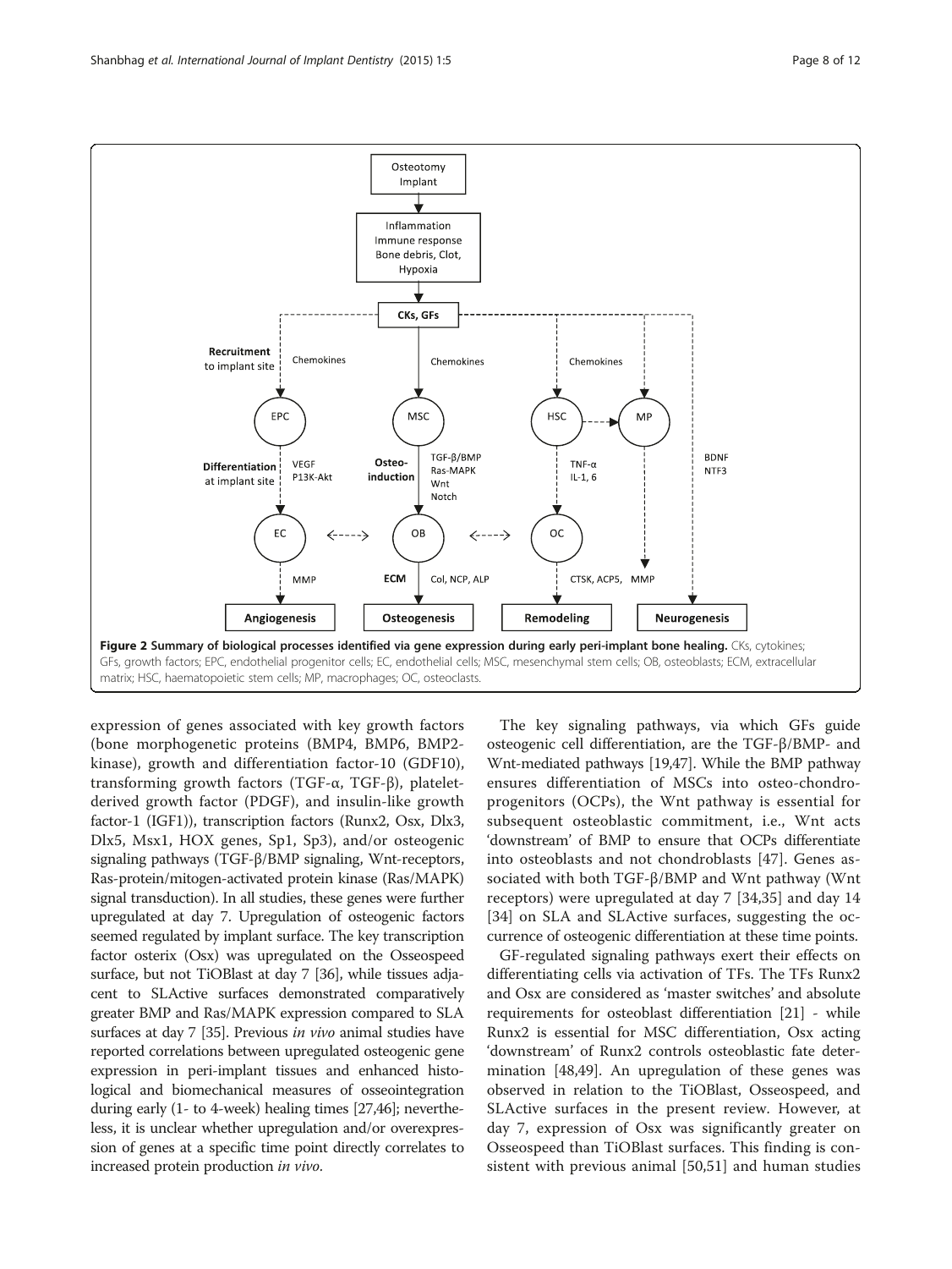**Figure 2 Summary of biological processes identified via gene expression during early peri-implant bone healing.** CKs, cytokines; GFs, growth factors; EPC, endothelial progenitor cells; EC, endothelial cells; MSC, mesenchymal stem cells; OB, osteoblasts; ECM, extracellular matrix; HSC, haematopoietic stem cells; MP, macrophages; OC, osteoclasts.

expression of genes associated with key growth factors (bone morphogenetic proteins (BMP4, BMP6, BMP2-kinase), growth and differentiation factor-10 (GDF10), transforming growth factors (TGF-α, TGF-β), platelet-derived growth factor (PDGF), and insulin-like growth factor-1 (IGF1)), transcription factors (Runx2, Osx, Dlx3, Dlx5, Msx1, HOX genes, Sp1, Sp3), and/or osteogenic signaling pathways (TGF-β/BMP signaling, Wnt-receptors, Ras-protein/mitogen-activated protein kinase (Ras/MAPK) signal transduction). In all studies, these genes were further upregulated at day 7. Upregulation of osteogenic factors seemed regulated by implant surface. The key transcription factor osterix (Osx) was upregulated on the Osseospeed surface, but not TiOBlast at day 7 [36], while tissues adjacent to SLActive surfaces demonstrated comparatively greater BMP and Ras/MAPK expression compared to SLA surfaces at day 7 [35]. Previous *in vivo* animal studies have reported correlations between upregulated osteogenic gene expression in peri-implant tissues and enhanced histological and biomechanical measures of osseointegration during early (1- to 4-week) healing times [27,46]; nevertheless, it is unclear whether upregulation and/or overexpression of genes at a specific time point directly correlates to increased protein production *in vivo*.

The key signaling pathways, via which GFs guide osteogenic cell differentiation, are the TGF-β/BMP- and Wnt-mediated pathways [19,47]. While the BMP pathway ensures differentiation of MSCs into osteo-chondro-progenitors (OCPs), the Wnt pathway is essential for subsequent osteoblastic commitment, i.e., Wnt acts 'downstream' of BMP to ensure that OCPs differentiate into osteoblasts and not chondroblasts [47]. Genes associated with both TGF-β/BMP and Wnt pathway (Wnt receptors) were upregulated at day 7 [34,35] and day 14 [34] on SLA and SLActive surfaces, suggesting the occurrence of osteogenic differentiation at these time points.

GF-regulated signaling pathways exert their effects on differentiating cells via activation of TFs. The TFs Runx2 and Osx are considered as 'master switches' and absolute requirements for osteoblast differentiation [21] - while Runx2 is essential for MSC differentiation, Osx acting 'downstream' of Runx2 controls osteoblastic fate determination [48,49]. An upregulation of these genes was observed in relation to the TiOBlast, Osseospeed, and SLActive surfaces in the present review. However, at day 7, expression of Osx was significantly greater on Osseospeed than TiOBlast surfaces. This finding is consistent with previous animal [50,51] and human studies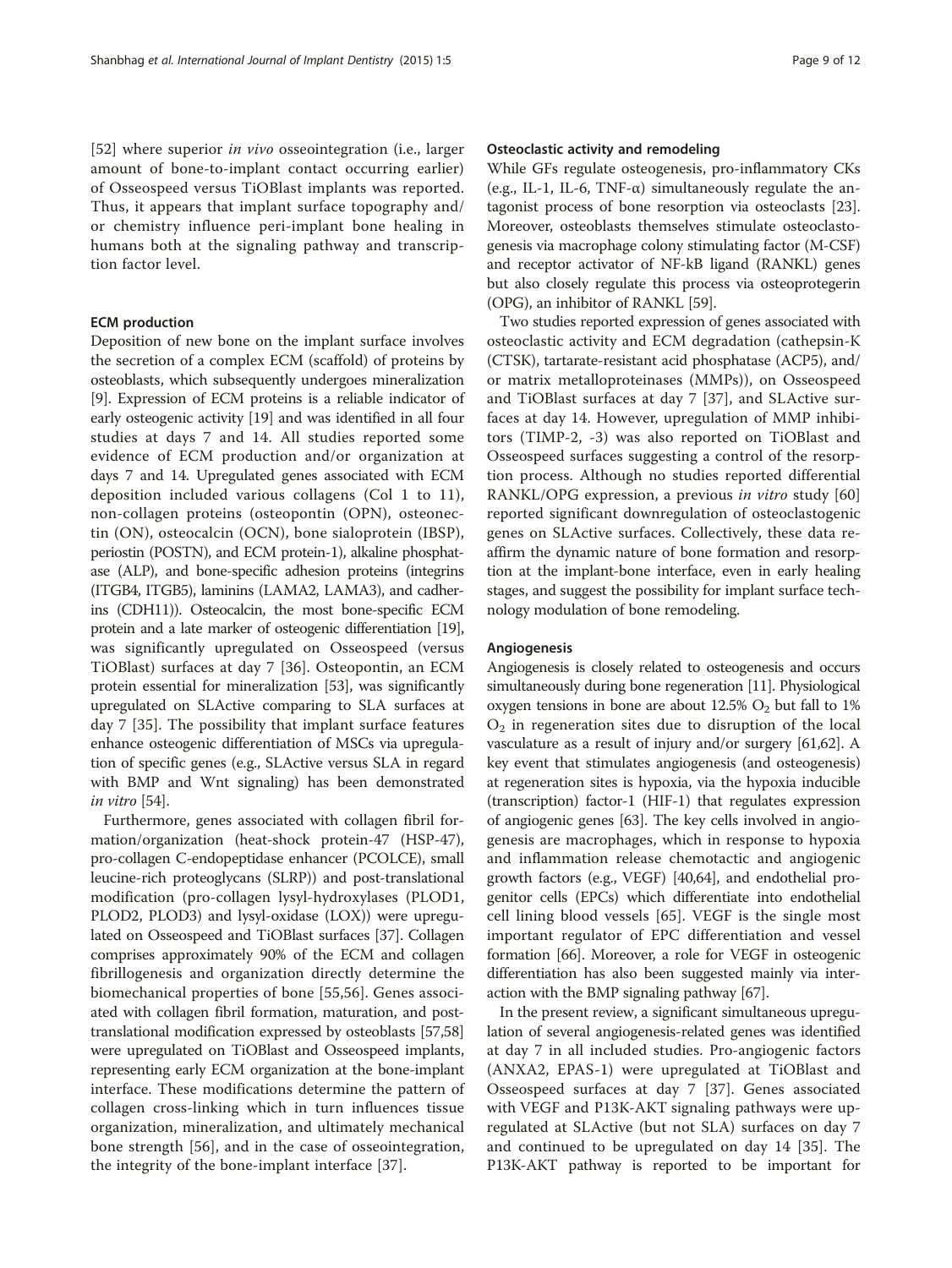[52] where superior *in vivo* osseointegration (i.e., larger amount of bone-to-implant contact occurring earlier) of Osseospeed versus TiOBlast implants was reported. Thus, it appears that implant surface topography and/or surface chemistry influence peri-implant bone healing in humans both at the signaling pathway and transcription factor level.

#### ECM production

Deposition of new bone on the implant surface involves the secretion of a complex ECM (scaffold) of proteins by osteoblasts, which subsequently undergoes mineralization [9]. Expression of ECM proteins is a reliable indicator of early osteogenic activity [19] and was identified in all four studies at days 7 and 14. All studies reported some evidence of ECM production and/or organization at days 7 and 14. Upregulated genes associated with ECM deposition included various collagens (Col 1 to 11), non-collagen proteins (osteopontin (OPN), osteonectin (ON), osteocalcin (OCN), bone sialoprotein (IBSP), periostin (POSTN), and ECM protein-1), alkaline phosphatase (ALP), and bone-specific adhesion proteins (integrins (ITGB4, ITGB5), laminins (LAMA2, LAMA3), and cadherins (CDH11)). Osteocalcin, the most bone-specific ECM protein and a late marker of osteogenic differentiation [19], was significantly upregulated on Osseospeed (versus TiOBlast) surfaces at day 7 [36]. Osteopontin, an ECM protein essential for mineralization [53], was significantly upregulated on SLActive comparing to SLA surfaces at day 7 [35]. The possibility that implant surface features enhance osteogenic differentiation of MSCs via upregulation of specific genes (e.g., SLActive versus SLA in regard with BMP and Wnt signaling) has been demonstrated *in vitro* [54].

Furthermore, genes associated with collagen fibril formation/organization (heat-shock protein-47 (HSP-47), pro-collagen C-endopeptidase enhancer (PCOLCE), small leucine-rich proteoglycans (SLRP)) and post-translational modification (pro-collagen lysyl-hydroxylases (PLOD1, PLOD2, PLOD3) and lysyl-oxidase (LOX)) were upregulated on Osseospeed and TiOBlast surfaces [37]. Collagen comprises approximately 90% of the ECM and collagen fibrillogenesis and organization directly determine the biomechanical properties of bone [55,56]. Genes associated with collagen fibril formation, maturation, and post-translational modification expressed by osteoblasts [57,58] were upregulated on TiOBlast and Osseospeed implants, representing early ECM organization at the bone-implant interface. These modifications determine the pattern of collagen cross-linking which in turn influences tissue organization, mineralization, and ultimately mechanical bone strength [56], and in the case of osseointegration, the integrity of the bone-implant interface [37].

#### Osteoclastic activity and remodeling

While GFs regulate osteogenesis, pro-inflammatory CKs (e.g., IL-1, IL-6, TNF-α) simultaneously regulate the antagonist process of bone resorption via osteoclasts [23]. Moreover, osteoblasts themselves stimulate osteoclastogenesis via macrophage colony stimulating factor (M-CSF) and receptor activator of NF-kB ligand (RANKL) genes but also closely regulate this process via osteoprotegerin (OPG), an inhibitor of RANKL [59].

Two studies reported expression of genes associated with osteoclastic activity and ECM degradation (cathepsin-K (CTSK), tartarate-resistant acid phosphatase (ACP5), and/or matrix metalloproteinases (MMPs)), on Osseospeed and TiOBlast surfaces at day 7 [37], and SLActive surfaces at day 14. However, upregulation of MMP inhibitors (TIMP-2, -3) was also reported on TiOBlast and Osseospeed surfaces suggesting a control of the resorption process. Although no studies reported differential RANKL/OPG expression, a previous *in vitro* study [60] reported significant downregulation of osteoclastogenic genes on SLActive surfaces. Collectively, these data reaffirm the dynamic nature of bone formation and resorption at the implant-bone interface, even in early healing stages, and suggest the possibility for implant surface technology modulation of bone remodeling.

#### Angiogenesis

Angiogenesis is closely related to osteogenesis and occurs simultaneously during bone regeneration [11]. Physiological oxygen tensions in bone are about 12.5% $O_2$ but fall to 1% $O_2$ in regeneration sites due to disruption of the local vasculature as a result of injury and/or surgery [61,62]. A key event that stimulates angiogenesis (and osteogenesis) at regeneration sites is hypoxia, via the hypoxia inducible (transcription) factor-1 (HIF-1) that regulates expression of angiogenic genes [63]. The key cells involved in angiogenesis are macrophages, which in response to hypoxia and inflammation release chemotactic and angiogenic growth factors (e.g., VEGF) [40,64], and endothelial progenitor cells (EPCs) which differentiate into endothelial cell lining blood vessels [65]. VEGF is the single most important regulator of EPC differentiation and vessel formation [66]. Moreover, a role for VEGF in osteogenic differentiation has also been suggested mainly via interaction with the BMP signaling pathway [67].

In the present review, a significant simultaneous upregulation of several angiogenesis-related genes was identified at day 7 in all included studies. Pro-angiogenic factors (ANXA2, EPAS-1) were upregulated at TiOBlast and Osseospeed surfaces at day 7 [37]. Genes associated with VEGF and P13K-AKT signaling pathways were upregulated at SLActive (but not SLA) surfaces on day 7 and continued to be upregulated on day 14 [35]. The P13K-AKT pathway is reported to be important for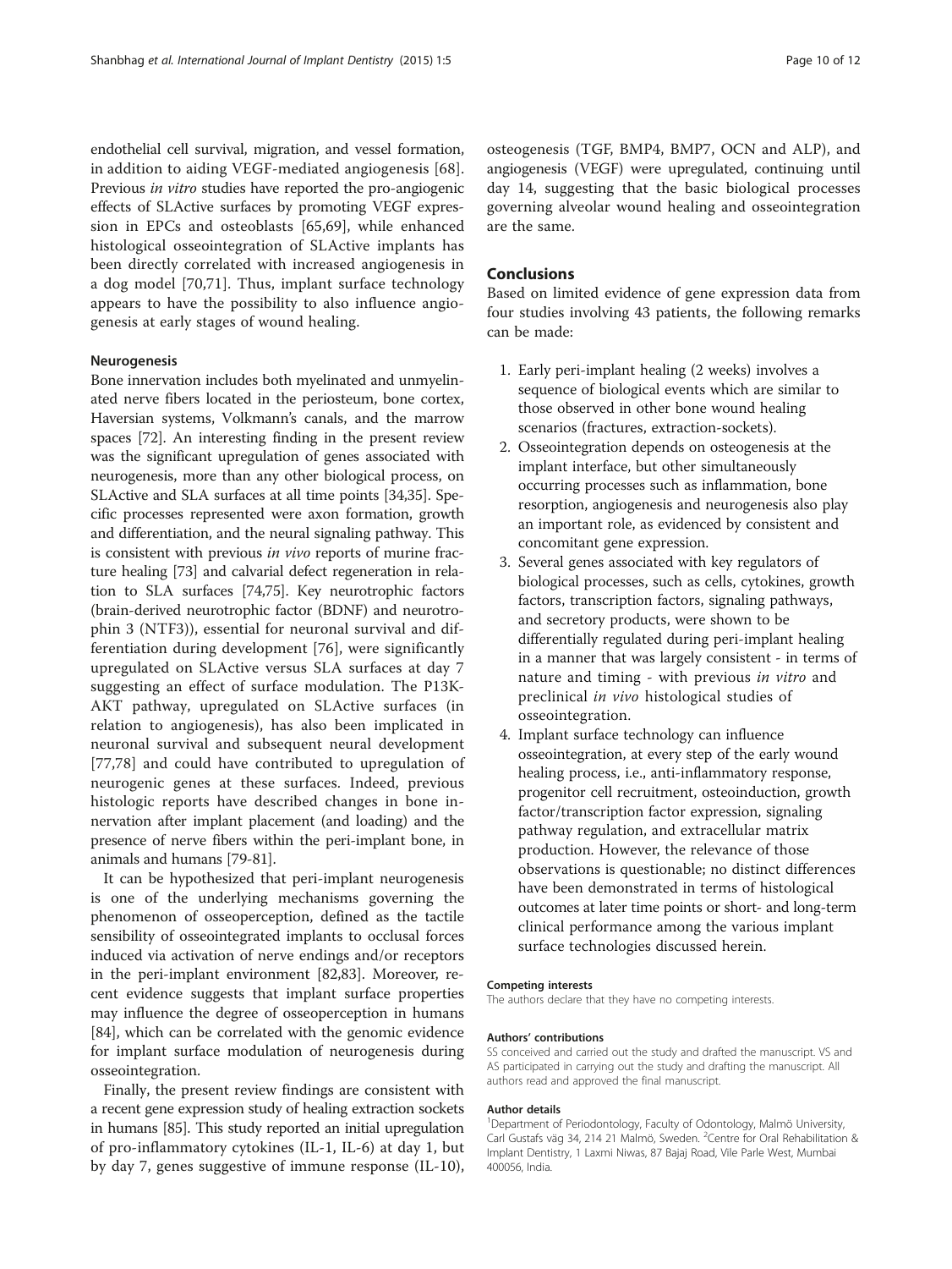endothelial cell survival, migration, and vessel formation, in addition to aiding VEGF-mediated angiogenesis [68]. Previous *in vitro* studies have reported the pro-angiogenic effects of SLActive surfaces by promoting VEGF expression in EPCs and osteoblasts [65,69], while enhanced histological osseointegration of SLActive implants has been directly correlated with increased angiogenesis in a dog model [70,71]. Thus, implant surface technology appears to have the possibility to also influence angiogenesis at early stages of wound healing.

#### Neurogenesis

Bone innervation includes both myelinated and unmyelinated nerve fibers located in the periosteum, bone cortex, Haversian systems, Volkmann's canals, and the marrow spaces [72]. An interesting finding in the present review was the significant upregulation of genes associated with neurogenesis, more than any other biological process, on SLActive and SLA surfaces at all time points [34,35]. Specific processes represented were axon formation, growth and differentiation, and the neural signaling pathway. This is consistent with previous *in vivo* reports of murine fracture healing [73] and calvarial defect regeneration in relation to SLA surfaces [74,75]. Key neurotrophic factors (brain-derived neurotrophic factor (BDNF) and neurotrophin 3 (NTF3)), essential for neuronal survival and differentiation during development [76], were significantly upregulated on SLActive versus SLA surfaces at day 7 suggesting an effect of surface modulation. The P13K-AKT pathway, upregulated on SLActive surfaces (in relation to angiogenesis), has also been implicated in neuronal survival and subsequent neural development [77,78] and could have contributed to upregulation of neurogenic genes at these surfaces. Indeed, previous histologic reports have described changes in bone innervation after implant placement (and loading) and the presence of nerve fibers within the peri-implant bone, in animals and humans [79-81].

It can be hypothesized that peri-implant neurogenesis is one of the underlying mechanisms governing the phenomenon of osseoperception, defined as the tactile sensibility of osseointegrated implants to occlusal forces induced via activation of nerve endings and/or receptors in the peri-implant environment [82,83]. Moreover, recent evidence suggests that implant surface properties may influence the degree of osseoperception in humans [84], which can be correlated with the genomic evidence for implant surface modulation of neurogenesis during osseointegration.

Finally, the present review findings are consistent with a recent gene expression study of healing extraction sockets in humans [85]. This study reported an initial upregulation of pro-inflammatory cytokines (IL-1, IL-6) at day 1, but by day 7, genes suggestive of immune response (IL-10), osteogenesis (TGF, BMP4, BMP7, OCN and ALP), and angiogenesis (VEGF) were upregulated, continuing until day 14, suggesting that the basic biological processes governing alveolar wound healing and osseointegration are the same.

## Conclusions

Based on limited evidence of gene expression data from four studies involving 43 patients, the following remarks can be made:

1. Early peri-implant healing (2 weeks) involves a sequence of biological events which are similar to those observed in other bone wound healing scenarios (fractures, extraction-sockets).
2. Osseointegration depends on osteogenesis at the implant interface, but other simultaneously occurring processes such as inflammation, bone resorption, angiogenesis and neurogenesis also play an important role, as evidenced by consistent and concomitant gene expression.
3. Several genes associated with key regulators of biological processes, such as cells, cytokines, growth factors, transcription factors, signaling pathways, and secretory products, were shown to be differentially regulated during peri-implant healing in a manner that was largely consistent - in terms of nature and timing - with previous *in vitro* and preclinical *in vivo* histological studies of osseointegration.
4. Implant surface technology can influence osseointegration, at every step of the early wound healing process, i.e., anti-inflammatory response, progenitor cell recruitment, osteoinduction, growth factor/transcription factor expression, signaling pathway regulation, and extracellular matrix production. However, the relevance of those observations is questionable; no distinct differences have been demonstrated in terms of histological outcomes at later time points or short- and long-term clinical performance among the various implant surface technologies discussed herein.

#### Competing interests

The authors declare that they have no competing interests.

#### Authors' contributions

SS conceived and carried out the study and drafted the manuscript. VS and AS participated in carrying out the study and drafting the manuscript. All authors read and approved the final manuscript.

#### Author details

[1]Department of Periodontology, Faculty of Odontology, Malmö University, Carl Gustafs väg 34, 214 21 Malmö, Sweden. [2]Centre for Oral Rehabilitation & Implant Dentistry, 1 Laxmi Niwas, 87 Bajaj Road, Vile Parle West, Mumbai 400056, India.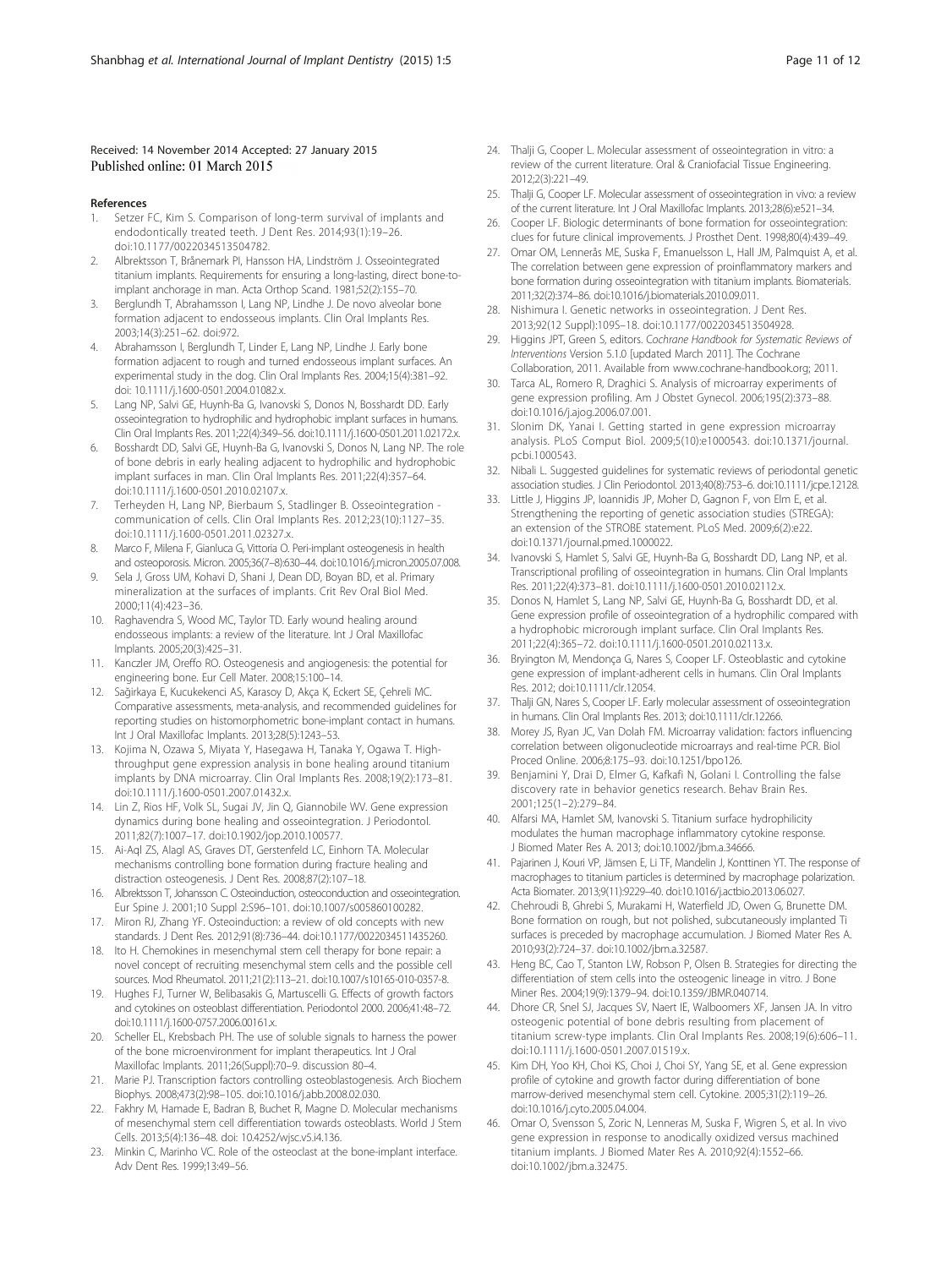Received: 14 November 2014 Accepted: 27 January 2015
Published online: 01 March 2015

## References

1. Setzer FC, Kim S. Comparison of long-term survival of implants and endodontically treated teeth. J Dent Res. 2014;93(1):19–26. doi:10.1177/0022034513504782.
2. Albrektsson T, Brånemark PI, Hansson HA, Lindström J. Osseointegrated titanium implants. Requirements for ensuring a long-lasting, direct bone-to-implant anchorage in man. Acta Orthop Scand. 1981;52(2):155–70.
3. Berglundh T, Abrahamsson I, Lang NP, Lindhe J. De novo alveolar bone formation adjacent to endosseous implants. Clin Oral Implants Res. 2003;14(3):251–62. doi:972.
4. Abrahamsson I, Berglundh T, Linder E, Lang NP, Lindhe J. Early bone formation adjacent to rough and turned endosseous implant surfaces. An experimental study in the dog. Clin Oral Implants Res. 2004;15(4):381–92. doi: 10.1111/j.1600-0501.2004.01082.x.
5. Lang NP, Salvi GE, Huynh-Ba G, Ivanovski S, Donos N, Bosshardt DD. Early osseointegration to hydrophilic and hydrophobic implant surfaces in humans. Clin Oral Implants Res. 2011;22(4):349–56. doi:10.1111/j.1600-0501.2011.02172.x.
6. Bosshardt DD, Salvi GE, Huynh-Ba G, Ivanovski S, Donos N, Lang NP. The role of bone debris in early healing adjacent to hydrophilic and hydrophobic implant surfaces in man. Clin Oral Implants Res. 2011;22(4):357–64. doi:10.1111/j.1600-0501.2010.02107.x.
7. Terheyden H, Lang NP, Bierbaum S, Stadlinger B. Osseointegration - communication of cells. Clin Oral Implants Res. 2012;23(10):1127–35. doi:10.1111/j.1600-0501.2011.02327.x.
8. Marco F, Milena F, Gianluca G, Vittoria O. Peri-implant osteogenesis in health and osteoporosis. Micron. 2005;36(7–8):630–44. doi:10.1016/j.micron.2005.07.008.
9. Sela J, Gross UM, Kohavi D, Shani J, Dean DD, Boyan BD, et al. Primary mineralization at the surfaces of implants. Crit Rev Oral Biol Med. 2000;11(4):423–36.
10. Raghavendra S, Wood MC, Taylor TD. Early wound healing around endosseous implants: a review of the literature. Int J Oral Maxillofac Implants. 2005;20(3):425–31.
11. Kanczler JM, Oreffo RO. Osteogenesis and angiogenesis: the potential for engineering bone. Eur Cell Mater. 2008;15:100–14.
12. Sağirkaya E, Kucukekenci AS, Karasoy D, Akça K, Eckert SE, Çehreli MC. Comparative assessments, meta-analysis, and recommended guidelines for reporting studies on histomorphometric bone-implant contact in humans. Int J Oral Maxillofac Implants. 2013;28(5):1243–53.
13. Kojima N, Ozawa S, Miyata Y, Hasegawa H, Tanaka Y, Ogawa T. High-throughput gene expression analysis in bone healing around titanium implants by DNA microarray. Clin Oral Implants Res. 2008;19(2):173–81. doi:10.1111/j.1600-0501.2007.01432.x.
14. Lin Z, Rios HF, Volk SL, Sugai JV, Jin Q, Giannobile WV. Gene expression dynamics during bone healing and osseointegration. J Periodontol. 2011;82(7):1007–17. doi:10.1902/jop.2010.100577.
15. Ai-Aql ZS, Alagl AS, Graves DT, Gerstenfeld LC, Einhorn TA. Molecular mechanisms controlling bone formation during fracture healing and distraction osteogenesis. J Dent Res. 2008;87(2):107–18.
16. Albrektsson T, Johansson C. Osteoinduction, osteoconduction and osseointegration. Eur Spine J. 2001;10 Suppl 2:S96–101. doi:10.1007/s005860100282.
17. Miron RJ, Zhang YF. Osteoinduction: a review of old concepts with new standards. J Dent Res. 2012;91(8):736–44. doi:10.1177/0022034511435260.
18. Ito H. Chemokines in mesenchymal stem cell therapy for bone repair: a novel concept of recruiting mesenchymal stem cells and the possible cell sources. Mod Rheumatol. 2011;21(2):113–21. doi:10.1007/s10165-010-0357-8.
19. Hughes FJ, Turner W, Belibasakis G, Martuscelli G. Effects of growth factors and cytokines on osteoblast differentiation. Periodontol 2000. 2006;41:48–72. doi:10.1111/j.1600-0757.2006.00161.x.
20. Scheller EL, Krebsbach PH. The use of soluble signals to harness the power of the bone microenvironment for implant therapeutics. Int J Oral Maxillofac Implants. 2011;26(Suppl):70–9. discussion 80–4.
21. Marie PJ. Transcription factors controlling osteoblastogenesis. Arch Biochem Biophys. 2008;473(2):98–105. doi:10.1016/j.abb.2008.02.030.
22. Fakhry M, Hamade E, Badran B, Buchet R, Magne D. Molecular mechanisms of mesenchymal stem cell differentiation towards osteoblasts. World J Stem Cells. 2013;5(4):136–48. doi: 10.4252/wjsc.v5.i4.136.
23. Minkin C, Marinho VC. Role of the osteoclast at the bone-implant interface. Adv Dent Res. 1999;13:49–56.
24. Thalji G, Cooper L. Molecular assessment of osseointegration in vitro: a review of the current literature. Oral & Craniofacial Tissue Engineering. 2012;2(3):221–49.
25. Thalji G, Cooper LF. Molecular assessment of osseointegration in vivo: a review of the current literature. Int J Oral Maxillofac Implants. 2013;28(6):e521–34.
26. Cooper LF. Biologic determinants of bone formation for osseointegration: clues for future clinical improvements. J Prosthet Dent. 1998;80(4):439–49.
27. Omar OM, Lennerås ME, Suska F, Emanuelsson L, Hall JM, Palmquist A, et al. The correlation between gene expression of proinflammatory markers and bone formation during osseointegration with titanium implants. Biomaterials. 2011;32(2):374–86. doi:10.1016/j.biomaterials.2010.09.011.
28. Nishimura I. Genetic networks in osseointegration. J Dent Res. 2013;92(12 Suppl):109S–18. doi:10.1177/0022034513504928.
29. Higgins JPT, Green S, editors. *Cochrane Handbook for Systematic Reviews of Interventions* Version 5.1.0 [updated March 2011]. The Cochrane Collaboration, 2011. Available from www.cochrane-handbook.org; 2011.
30. Tarca AL, Romero R, Draghici S. Analysis of microarray experiments of gene expression profiling. Am J Obstet Gynecol. 2006;195(2):373–88. doi:10.1016/j.ajog.2006.07.001.
31. Slonim DK, Yanai I. Getting started in gene expression microarray analysis. PLoS Comput Biol. 2009;5(10):e1000543. doi:10.1371/journal.pcbi.1000543.
32. Nibali L. Suggested guidelines for systematic reviews of periodontal genetic association studies. J Clin Periodontol. 2013;40(8):753–6. doi:10.1111/jcpe.12128.
33. Little J, Higgins JP, Ioannidis JP, Moher D, Gagnon F, von Elm E, et al. Strengthening the reporting of genetic association studies (STREGA): an extension of the STROBE statement. PLoS Med. 2009;6(2):e22. doi:10.1371/journal.pmed.1000022.
34. Ivanovski S, Hamlet S, Salvi GE, Huynh-Ba G, Bosshardt DD, Lang NP, et al. Transcriptional profiling of osseointegration in humans. Clin Oral Implants Res. 2011;22(4):373–81. doi:10.1111/j.1600-0501.2010.02112.x.
35. Donos N, Hamlet S, Lang NP, Salvi GE, Huynh-Ba G, Bosshardt DD, et al. Gene expression profile of osseointegration of a hydrophilic compared with a hydrophobic microrough implant surface. Clin Oral Implants Res. 2011;22(4):365–72. doi:10.1111/j.1600-0501.2010.02113.x.
36. Bryington M, Mendonça G, Nares S, Cooper LF. Osteoblastic and cytokine gene expression of implant-adherent cells in humans. Clin Oral Implants Res. 2012; doi:10.1111/clr.12054.
37. Thalji GN, Nares S, Cooper LF. Early molecular assessment of osseointegration in humans. Clin Oral Implants Res. 2013; doi:10.1111/clr.12266.
38. Morey JS, Ryan JC, Van Dolah FM. Microarray validation: factors influencing correlation between oligonucleotide microarrays and real-time PCR. Biol Proced Online. 2006;8:175–93. doi:10.1251/bpo126.
39. Benjamini Y, Drai D, Elmer G, Kafkafi N, Golani I. Controlling the false discovery rate in behavior genetics research. Behav Brain Res. 2001;125(1–2):279–84.
40. Alfarsi MA, Hamlet SM, Ivanovski S. Titanium surface hydrophilicity modulates the human macrophage inflammatory cytokine response. J Biomed Mater Res A. 2013; doi:10.1002/jbm.a.34666.
41. Pajarinen J, Kouri VP, Jämsen E, Li TF, Mandelin J, Konttinen YT. The response of macrophages to titanium particles is determined by macrophage polarization. Acta Biomater. 2013;9(11):9229–40. doi:10.1016/j.actbio.2013.06.027.
42. Chehroudi B, Ghrebi S, Murakami H, Waterfield JD, Owen G, Brunette DM. Bone formation on rough, but not polished, subcutaneously implanted Ti surfaces is preceded by macrophage accumulation. J Biomed Mater Res A. 2010;93(2):724–37. doi:10.1002/jbm.a.32587.
43. Heng BC, Cao T, Stanton LW, Robson P, Olsen B. Strategies for directing the differentiation of stem cells into the osteogenic lineage in vitro. J Bone Miner Res. 2004;19(9):1379–94. doi:10.1359/JBMR.040714.
44. Dhore CR, Snel SJ, Jacques SV, Naert IE, Walboomers XF, Jansen JA. In vitro osteogenic potential of bone debris resulting from placement of titanium screw-type implants. Clin Oral Implants Res. 2008;19(6):606–11. doi:10.1111/j.1600-0501.2007.01519.x.
45. Kim DH, Yoo KH, Choi KS, Choi J, Choi SY, Yang SE, et al. Gene expression profile of cytokine and growth factor during differentiation of bone marrow-derived mesenchymal stem cell. Cytokine. 2005;31(2):119–26. doi:10.1016/j.cyto.2005.04.004.
46. Omar O, Svensson S, Zoric N, Lenneras M, Suska F, Wigren S, et al. In vivo gene expression in response to anodically oxidized versus machined titanium implants. J Biomed Mater Res A. 2010;92(4):1552–66. doi:10.1002/jbm.a.32475.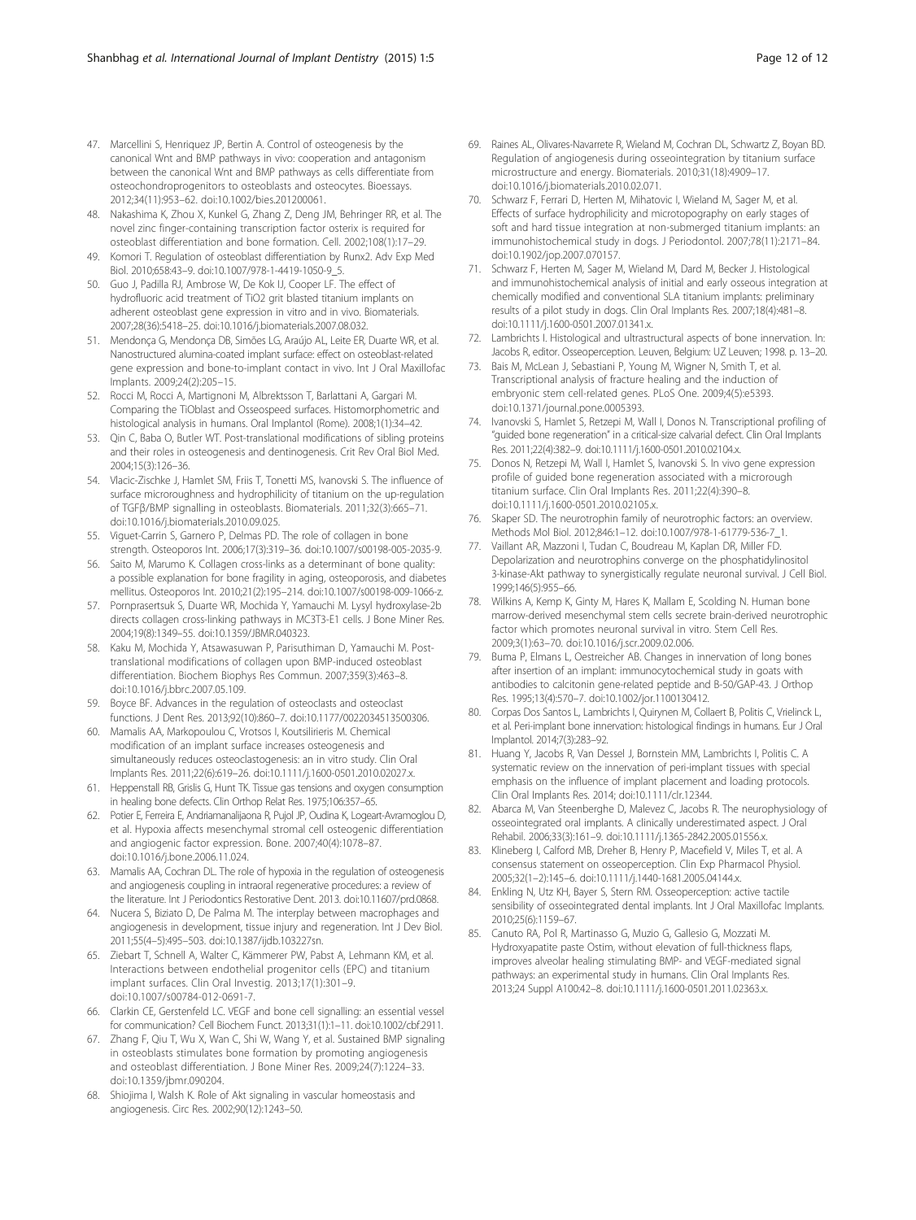47. Marcellini S, Henriquez JP, Bertin A. Control of osteogenesis by the canonical Wnt and BMP pathways in vivo: cooperation and antagonism between the canonical Wnt and BMP pathways as cells differentiate from osteochondroprogenitors to osteoblasts and osteocytes. Bioessays. 2012;34(11):953–62. doi:10.1002/bies.201200061.
48. Nakashima K, Zhou X, Kunkel G, Zhang Z, Deng JM, Behringer RR, et al. The novel zinc finger-containing transcription factor osterix is required for osteoblast differentiation and bone formation. Cell. 2002;108(1):17–29.
49. Komori T. Regulation of osteoblast differentiation by Runx2. Adv Exp Med Biol. 2010;658:43–9. doi:10.1007/978-1-4419-1050-9_5.
50. Guo J, Padilla RJ, Ambrose W, De Kok IJ, Cooper LF. The effect of hydrofluoric acid treatment of TiO2 grit blasted titanium implants on adherent osteoblast gene expression in vitro and in vivo. Biomaterials. 2007;28(36):5418–25. doi:10.1016/j.biomaterials.2007.08.032.
51. Mendonça G, Mendonça DB, Simões LG, Araújo AL, Leite ER, Duarte WR, et al. Nanostructured alumina-coated implant surface: effect on osteoblast-related gene expression and bone-to-implant contact in vivo. Int J Oral Maxillofac Implants. 2009;24(2):205–15.
52. Rocci M, Rocci A, Martignoni M, Albrektsson T, Barlattani A, Gargari M. Comparing the TiOblast and Osseospeed surfaces. Histomorphometric and histological analysis in humans. Oral Implantol (Rome). 2008;1(1):34–42.
53. Qin C, Baba O, Butler WT. Post-translational modifications of sibling proteins and their roles in osteogenesis and dentinogenesis. Crit Rev Oral Biol Med. 2004;15(3):126–36.
54. Vlacic-Zischke J, Hamlet SM, Friis T, Tonetti MS, Ivanovski S. The influence of surface microroughness and hydrophilicity of titanium on the up-regulation of TGFβ/BMP signalling in osteoblasts. Biomaterials. 2011;32(3):665–71. doi:10.1016/j.biomaterials.2010.09.025.
55. Viguet-Carrin S, Garnero P, Delmas PD. The role of collagen in bone strength. Osteoporos Int. 2006;17(3):319–36. doi:10.1007/s00198-005-2035-9.
56. Saito M, Marumo K. Collagen cross-links as a determinant of bone quality: a possible explanation for bone fragility in aging, osteoporosis, and diabetes mellitus. Osteoporos Int. 2010;21(2):195–214. doi:10.1007/s00198-009-1066-z.
57. Pornprasertsuk S, Duarte WR, Mochida Y, Yamauchi M. Lysyl hydroxylase-2b directs collagen cross-linking pathways in MC3T3-E1 cells. J Bone Miner Res. 2004;19(8):1349–55. doi:10.1359/JBMR.040323.
58. Kaku M, Mochida Y, Atsawasuwan P, Parisuthiman D, Yamauchi M. Post-translational modifications of collagen upon BMP-induced osteoblast differentiation. Biochem Biophys Res Commun. 2007;359(3):463–8. doi:10.1016/j.bbrc.2007.05.109.
59. Boyce BF. Advances in the regulation of osteoclasts and osteoclast functions. J Dent Res. 2013;92(10):860–7. doi:10.1177/0022034513500306.
60. Mamalis AA, Markopoulou C, Vrotsos I, Koutsilirieris M. Chemical modification of an implant surface increases osteogenesis and simultaneously reduces osteoclastogenesis: an in vitro study. Clin Oral Implants Res. 2011;22(6):619–26. doi:10.1111/j.1600-0501.2010.02027.x.
61. Heppenstall RB, Grislis G, Hunt TK. Tissue gas tensions and oxygen consumption in healing bone defects. Clin Orthop Relat Res. 1975;106:357–65.
62. Potier E, Ferreira E, Andriamanalijaona R, Pujol JP, Oudina K, Logeart-Avramoglou D, et al. Hypoxia affects mesenchymal stromal cell osteogenic differentiation and angiogenic factor expression. Bone. 2007;40(4):1078–87. doi:10.1016/j.bone.2006.11.024.
63. Mamalis AA, Cochran DL. The role of hypoxia in the regulation of osteogenesis and angiogenesis coupling in intraoral regenerative procedures: a review of the literature. Int J Periodontics Restorative Dent. 2013. doi:10.11607/prd.0868.
64. Nucera S, Biziato D, De Palma M. The interplay between macrophages and angiogenesis in development, tissue injury and regeneration. Int J Dev Biol. 2011;55(4–5):495–503. doi:10.1387/ijdb.103227sn.
65. Ziebart T, Schnell A, Walter C, Kämmerer PW, Pabst A, Lehmann KM, et al. Interactions between endothelial progenitor cells (EPC) and titanium implant surfaces. Clin Oral Investig. 2013;17(1):301–9. doi:10.1007/s00784-012-0691-7.
66. Clarkin CE, Gerstenfeld LC. VEGF and bone cell signalling: an essential vessel for communication? Cell Biochem Funct. 2013;31(1):1–11. doi:10.1002/cbf.2911.
67. Zhang F, Qiu T, Wu X, Wan C, Shi W, Wang Y, et al. Sustained BMP signaling in osteoblasts stimulates bone formation by promoting angiogenesis and osteoblast differentiation. J Bone Miner Res. 2009;24(7):1224–33. doi:10.1359/jbmr.090204.
68. Shiojima I, Walsh K. Role of Akt signaling in vascular homeostasis and angiogenesis. Circ Res. 2002;90(12):1243–50.
69. Raines AL, Olivares-Navarrete R, Wieland M, Cochran DL, Schwartz Z, Boyan BD. Regulation of angiogenesis during osseointegration by titanium surface microstructure and energy. Biomaterials. 2010;31(18):4909–17. doi:10.1016/j.biomaterials.2010.02.071.
70. Schwarz F, Ferrari D, Herten M, Mihatovic I, Wieland M, Sager M, et al. Effects of surface hydrophilicity and microtopography on early stages of soft and hard tissue integration at non-submerged titanium implants: an immunohistochemical study in dogs. J Periodontol. 2007;78(11):2171–84. doi:10.1902/jop.2007.070157.
71. Schwarz F, Herten M, Sager M, Wieland M, Dard M, Becker J. Histological and immunohistochemical analysis of initial and early osseous integration at chemically modified and conventional SLA titanium implants: preliminary results of a pilot study in dogs. Clin Oral Implants Res. 2007;18(4):481–8. doi:10.1111/j.1600-0501.2007.01341.x.
72. Lambrichts I. Histological and ultrastructural aspects of bone innervation. In: Jacobs R, editor. Osseoperception. Leuven, Belgium: UZ Leuven; 1998. p. 13–20.
73. Bais M, McLean J, Sebastiani P, Young M, Wigner N, Smith T, et al. Transcriptional analysis of fracture healing and the induction of embryonic stem cell-related genes. PLoS One. 2009;4(5):e5393. doi:10.1371/journal.pone.0005393.
74. Ivanovski S, Hamlet S, Retzepi M, Wall I, Donos N. Transcriptional profiling of "guided bone regeneration" in a critical-size calvarial defect. Clin Oral Implants Res. 2011;22(4):382–9. doi:10.1111/j.1600-0501.2010.02104.x.
75. Donos N, Retzepi M, Wall I, Hamlet S, Ivanovski S. In vivo gene expression profile of guided bone regeneration associated with a microrough titanium surface. Clin Oral Implants Res. 2011;22(4):390–8. doi:10.1111/j.1600-0501.2010.02105.x.
76. Skaper SD. The neurotrophin family of neurotrophic factors: an overview. Methods Mol Biol. 2012;846:1–12. doi:10.1007/978-1-61779-536-7_1.
77. Vaillant AR, Mazzoni I, Tudan C, Boudreau M, Kaplan DR, Miller FD. Depolarization and neurotrophins converge on the phosphatidylinositol 3-kinase-Akt pathway to synergistically regulate neuronal survival. J Cell Biol. 1999;146(5):955–66.
78. Wilkins A, Kemp K, Ginty M, Hares K, Mallam E, Scolding N. Human bone marrow-derived mesenchymal stem cells secrete brain-derived neurotrophic factor which promotes neuronal survival in vitro. Stem Cell Res. 2009;3(1):63–70. doi:10.1016/j.scr.2009.02.006.
79. Buma P, Elmans L, Oestreicher AB. Changes in innervation of long bones after insertion of an implant: immunocytochemical study in goats with antibodies to calcitonin gene-related peptide and B-50/GAP-43. J Orthop Res. 1995;13(4):570–7. doi:10.1002/jor.1100130412.
80. Corpas Dos Santos L, Lambrichts I, Quirynen M, Collaert B, Politis C, Vrielinck L, et al. Peri-implant bone innervation: histological findings in humans. Eur J Oral Implantol. 2014;7(3):283–92.
81. Huang Y, Jacobs R, Van Dessel J, Bornstein MM, Lambrichts I, Politis C. A systematic review on the innervation of peri-implant tissues with special emphasis on the influence of implant placement and loading protocols. Clin Oral Implants Res. 2014; doi:10.1111/clr.12344.
82. Abarca M, Van Steenberghe D, Malevez C, Jacobs R. The neurophysiology of osseointegrated oral implants. A clinically underestimated aspect. J Oral Rehabil. 2006;33(3):161–9. doi:10.1111/j.1365-2842.2005.01556.x.
83. Klineberg I, Calford MB, Dreher B, Henry P, Macefield V, Miles T, et al. A consensus statement on osseoperception. Clin Exp Pharmacol Physiol. 2005;32(1–2):145–6. doi:10.1111/j.1440-1681.2005.04144.x.
84. Enkling N, Utz KH, Bayer S, Stern RM. Osseoperception: active tactile sensibility of osseointegrated dental implants. Int J Oral Maxillofac Implants. 2010;25(6):1159–67.
85. Canuto RA, Pol R, Martinasso G, Muzio G, Gallesio G, Mozzati M. Hydroxyapatite paste Ostim, without elevation of full-thickness flaps, improves alveolar healing stimulating BMP- and VEGF-mediated signal pathways: an experimental study in humans. Clin Oral Implants Res. 2013;24 Suppl A100:42–8. doi:10.1111/j.1600-0501.2011.02363.x.